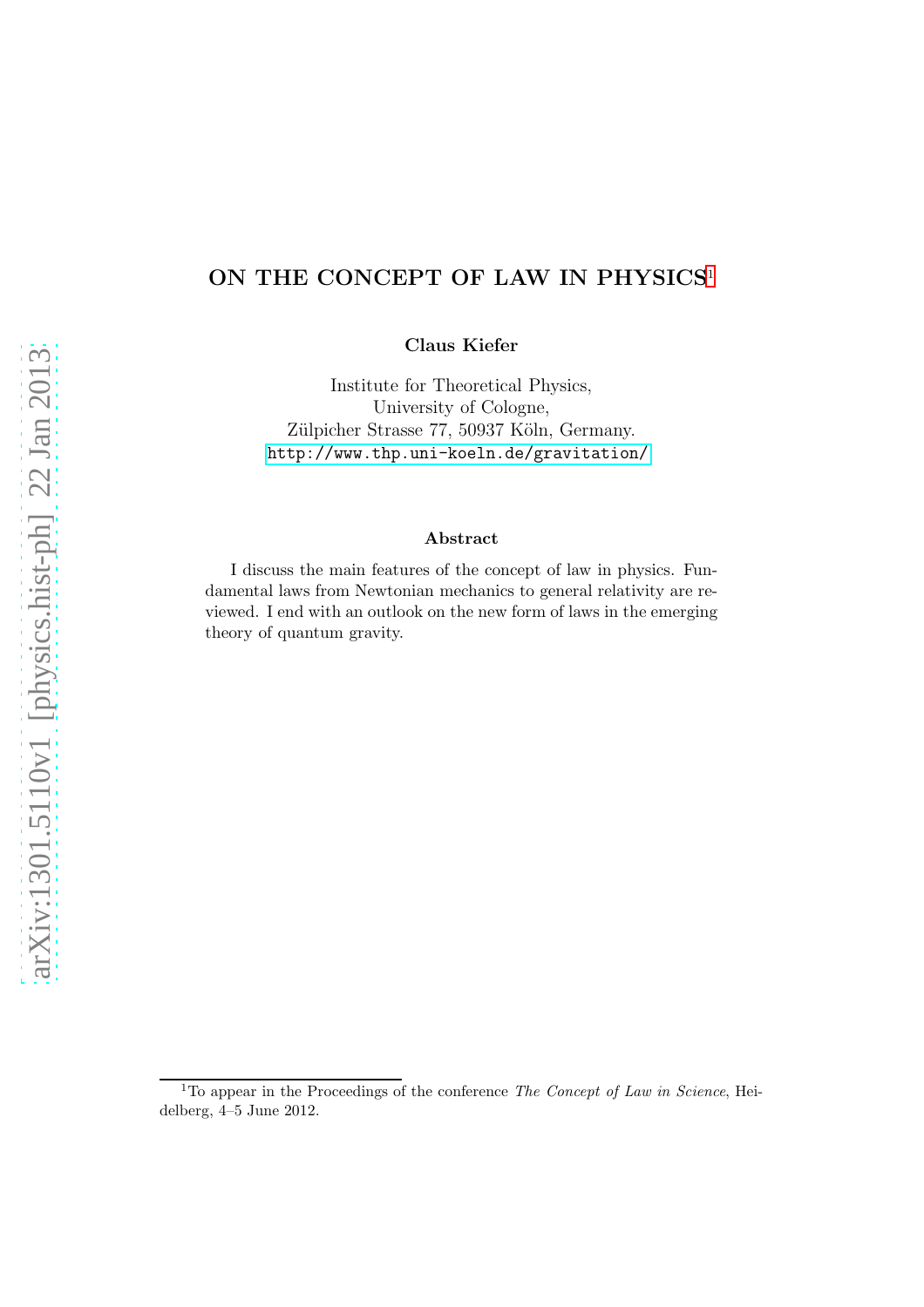# ON THE CONCEPT OF LAW IN PHYSICS[1]

**Claus Kiefer**

Institute for Theoretical Physics,
University of Cologne,
Zülpicher Strasse 77, 50937 Köln, Germany.
http://www.thp.uni-koeln.de/gravitation/

### Abstract

I discuss the main features of the concept of law in physics. Fundamental laws from Newtonian mechanics to general relativity are reviewed. I end with an outlook on the new form of laws in the emerging theory of quantum gravity.

[1] To appear in the Proceedings of the conference *The Concept of Law in Science*, Heidelberg, 4–5 June 2012.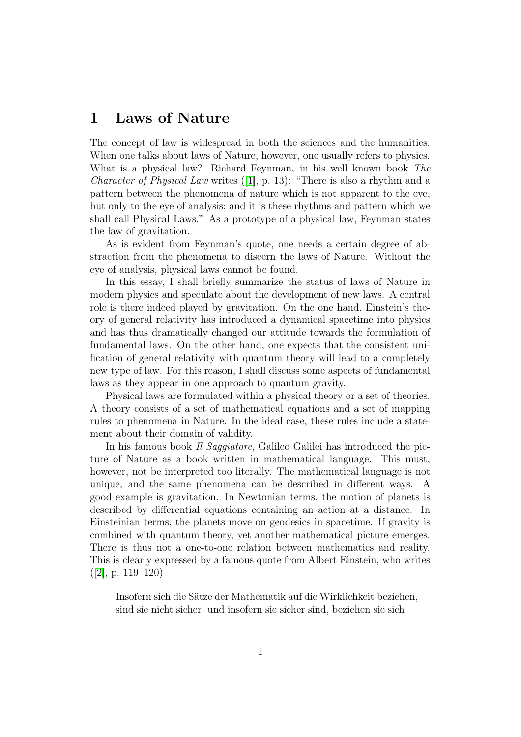# 1 Laws of Nature

The concept of law is widespread in both the sciences and the humanities. When one talks about laws of Nature, however, one usually refers to physics. What is a physical law? Richard Feynman, in his well known book *The Character of Physical Law* writes ([1], p. 13): "There is also a rhythm and a pattern between the phenomena of nature which is not apparent to the eye, but only to the eye of analysis; and it is these rhythms and pattern which we shall call Physical Laws." As a prototype of a physical law, Feynman states the law of gravitation.

As is evident from Feynman's quote, one needs a certain degree of abstraction from the phenomena to discern the laws of Nature. Without the eye of analysis, physical laws cannot be found.

In this essay, I shall briefly summarize the status of laws of Nature in modern physics and speculate about the development of new laws. A central role is there indeed played by gravitation. On the one hand, Einstein's theory of general relativity has introduced a dynamical spacetime into physics and has thus dramatically changed our attitude towards the formulation of fundamental laws. On the other hand, one expects that the consistent unification of general relativity with quantum theory will lead to a completely new type of law. For this reason, I shall discuss some aspects of fundamental laws as they appear in one approach to quantum gravity.

Physical laws are formulated within a physical theory or a set of theories. A theory consists of a set of mathematical equations and a set of mapping rules to phenomena in Nature. In the ideal case, these rules include a statement about their domain of validity.

In his famous book *Il Saggiatore*, Galileo Galilei has introduced the picture of Nature as a book written in mathematical language. This must, however, not be interpreted too literally. The mathematical language is not unique, and the same phenomena can be described in different ways. A good example is gravitation. In Newtonian terms, the motion of planets is described by differential equations containing an action at a distance. In Einsteinian terms, the planets move on geodesics in spacetime. If gravity is combined with quantum theory, yet another mathematical picture emerges. There is thus not a one-to-one relation between mathematics and reality. This is clearly expressed by a famous quote from Albert Einstein, who writes ([2], p. 119–120)

> Insofern sich die Sätze der Mathematik auf die Wirklichkeit beziehen, sind sie nicht sicher, und insofern sie sicher sind, beziehen sie sich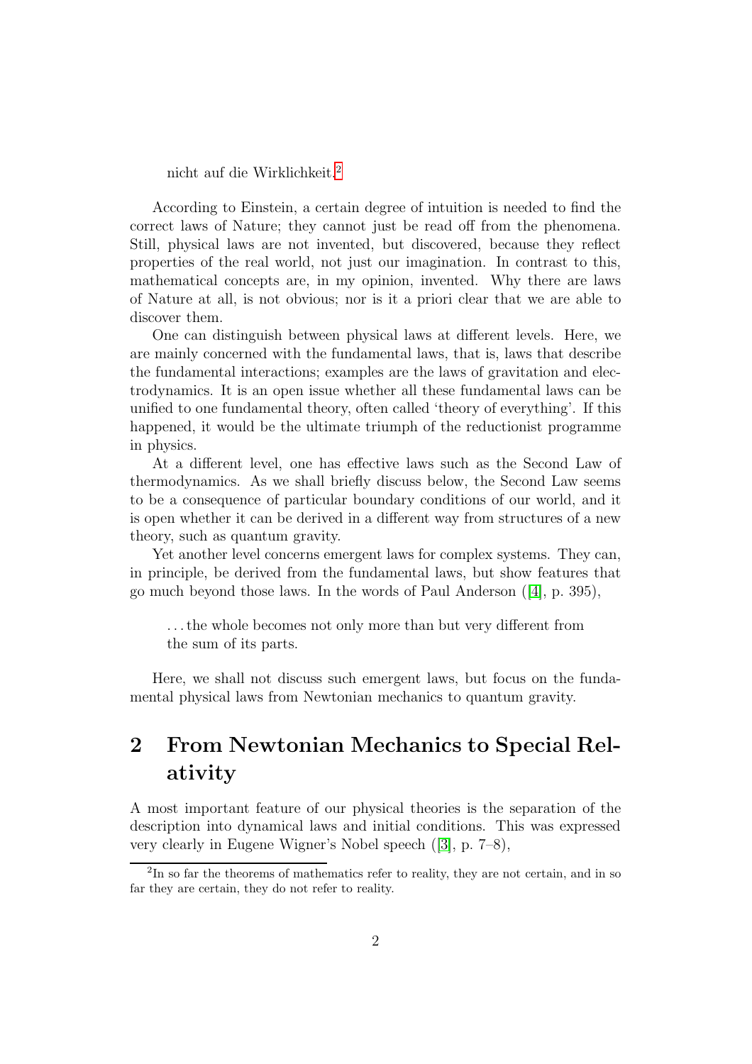nicht auf die Wirklichkeit.[2]

According to Einstein, a certain degree of intuition is needed to find the correct laws of Nature; they cannot just be read off from the phenomena. Still, physical laws are not invented, but discovered, because they reflect properties of the real world, not just our imagination. In contrast to this, mathematical concepts are, in my opinion, invented. Why there are laws of Nature at all, is not obvious; nor is it a priori clear that we are able to discover them.

One can distinguish between physical laws at different levels. Here, we are mainly concerned with the fundamental laws, that is, laws that describe the fundamental interactions; examples are the laws of gravitation and electrodynamics. It is an open issue whether all these fundamental laws can be unified to one fundamental theory, often called 'theory of everything'. If this happened, it would be the ultimate triumph of the reductionist programme in physics.

At a different level, one has effective laws such as the Second Law of thermodynamics. As we shall briefly discuss below, the Second Law seems to be a consequence of particular boundary conditions of our world, and it is open whether it can be derived in a different way from structures of a new theory, such as quantum gravity.

Yet another level concerns emergent laws for complex systems. They can, in principle, be derived from the fundamental laws, but show features that go much beyond those laws. In the words of Paul Anderson ([4], p. 395),

> ...the whole becomes not only more than but very different from the sum of its parts.

Here, we shall not discuss such emergent laws, but focus on the fundamental physical laws from Newtonian mechanics to quantum gravity.

## 2 From Newtonian Mechanics to Special Relativity

A most important feature of our physical theories is the separation of the description into dynamical laws and initial conditions. This was expressed very clearly in Eugene Wigner's Nobel speech ([3], p. 7–8),

[2] In so far the theorems of mathematics refer to reality, they are not certain, and in so far they are certain, they do not refer to reality.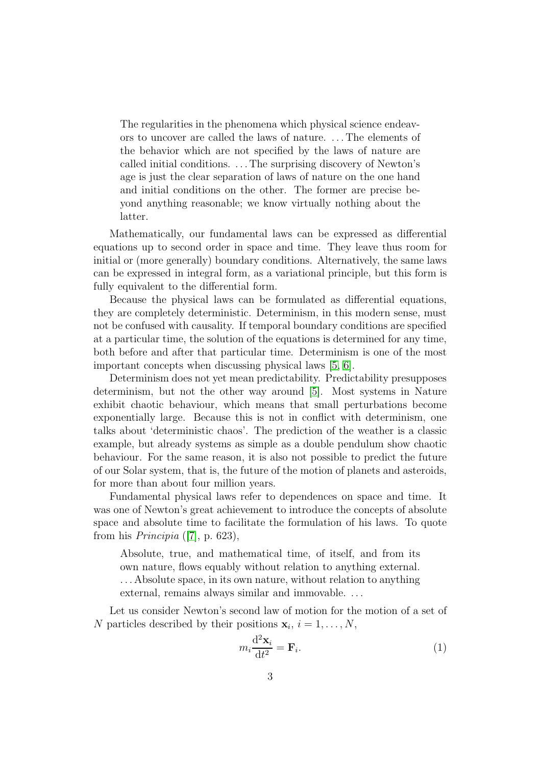> The regularities in the phenomena which physical science endeavors to uncover are called the laws of nature. ... The elements of the behavior which are not specified by the laws of nature are called initial conditions. ... The surprising discovery of Newton's age is just the clear separation of laws of nature on the one hand and initial conditions on the other. The former are precise beyond anything reasonable; we know virtually nothing about the latter.

Mathematically, our fundamental laws can be expressed as differential equations up to second order in space and time. They leave thus room for initial or (more generally) boundary conditions. Alternatively, the same laws can be expressed in integral form, as a variational principle, but this form is fully equivalent to the differential form.

Because the physical laws can be formulated as differential equations, they are completely deterministic. Determinism, in this modern sense, must not be confused with causality. If temporal boundary conditions are specified at a particular time, the solution of the equations is determined for any time, both before and after that particular time. Determinism is one of the most important concepts when discussing physical laws [5, 6].

Determinism does not yet mean predictability. Predictability presupposes determinism, but not the other way around [5]. Most systems in Nature exhibit chaotic behaviour, which means that small perturbations become exponentially large. Because this is not in conflict with determinism, one talks about 'deterministic chaos'. The prediction of the weather is a classic example, but already systems as simple as a double pendulum show chaotic behaviour. For the same reason, it is also not possible to predict the future of our Solar system, that is, the future of the motion of planets and asteroids, for more than about four million years.

Fundamental physical laws refer to dependences on space and time. It was one of Newton's great achievement to introduce the concepts of absolute space and absolute time to facilitate the formulation of his laws. To quote from his *Principia* ([7], p. 623),

> Absolute, true, and mathematical time, of itself, and from its own nature, flows equably without relation to anything external. ... Absolute space, in its own nature, without relation to anything external, remains always similar and immovable. ...

Let us consider Newton's second law of motion for the motion of a set of $N$ particles described by their positions $\mathbf{x}_i$, $i = 1, \ldots, N$,

$$m_i \frac{\mathrm{d}^2 \mathbf{x}_i}{\mathrm{d}t^2} = \mathbf{F}_i. \tag{1}$$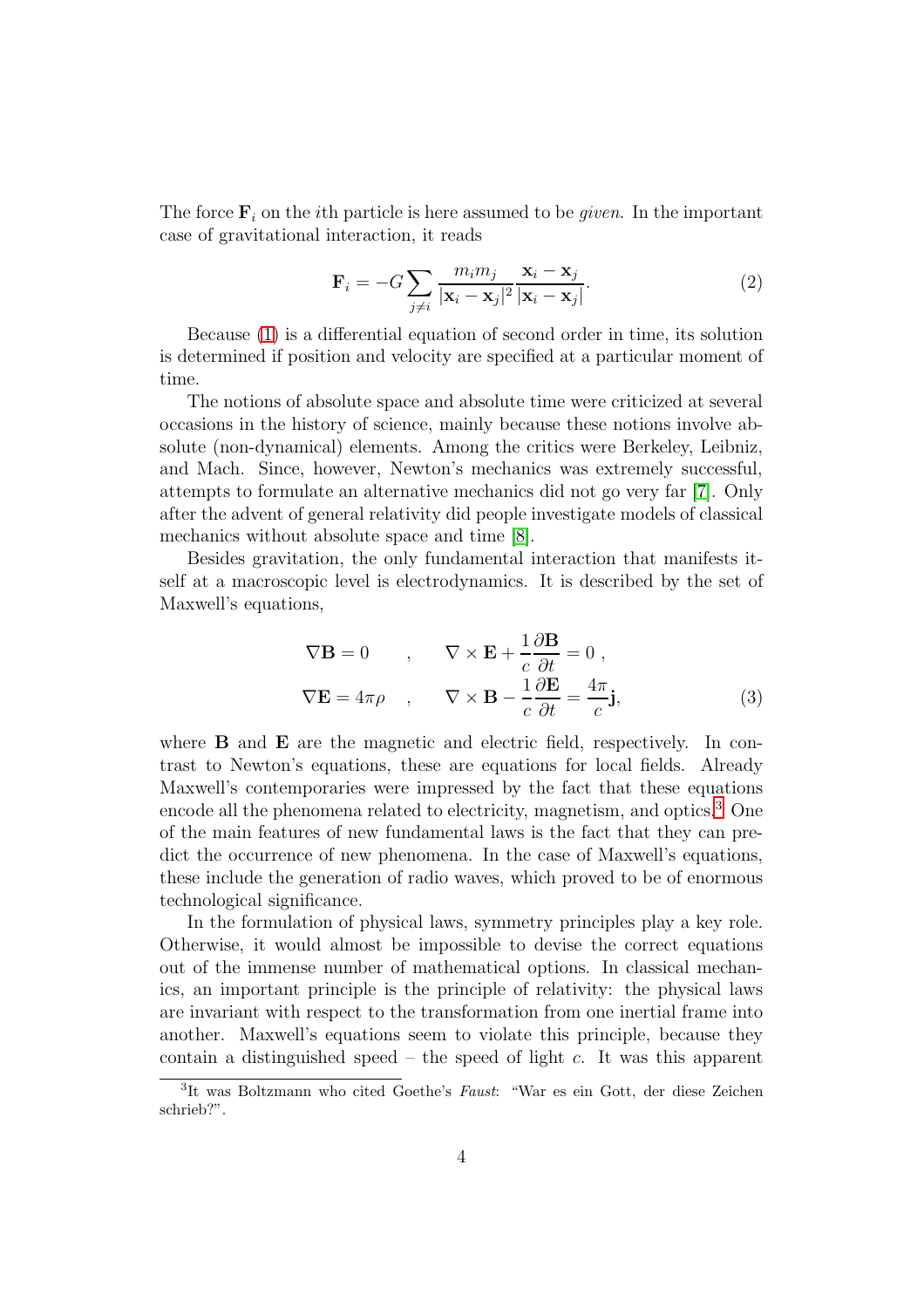The force $\mathbf{F}_i$ on the $i$th particle is here assumed to be *given*. In the important case of gravitational interaction, it reads

$$\mathbf{F}_i = -G \sum_{j \neq i} \frac{m_i m_j}{|\mathbf{x}_i - \mathbf{x}_j|^2} \frac{\mathbf{x}_i - \mathbf{x}_j}{|\mathbf{x}_i - \mathbf{x}_j|}. \tag{2}$$

Because (1) is a differential equation of second order in time, its solution is determined if position and velocity are specified at a particular moment of time.

The notions of absolute space and absolute time were criticized at several occasions in the history of science, mainly because these notions involve absolute (non-dynamical) elements. Among the critics were Berkeley, Leibniz, and Mach. Since, however, Newton's mechanics was extremely successful, attempts to formulate an alternative mechanics did not go very far [7]. Only after the advent of general relativity did people investigate models of classical mechanics without absolute space and time [8].

Besides gravitation, the only fundamental interaction that manifests itself at a macroscopic level is electrodynamics. It is described by the set of Maxwell's equations,

$$\begin{aligned}
\nabla \mathbf{B} = 0 \quad &, \quad \nabla \times \mathbf{E} + \frac{1}{c}\frac{\partial \mathbf{B}}{\partial t} = 0 \, , \\
\nabla \mathbf{E} = 4\pi\rho \quad &, \quad \nabla \times \mathbf{B} - \frac{1}{c}\frac{\partial \mathbf{E}}{\partial t} = \frac{4\pi}{c}\mathbf{j},
\end{aligned} \tag{3}$$

where $\mathbf{B}$ and $\mathbf{E}$ are the magnetic and electric field, respectively. In contrast to Newton's equations, these are equations for local fields. Already Maxwell's contemporaries were impressed by the fact that these equations encode all the phenomena related to electricity, magnetism, and optics.[3] One of the main features of new fundamental laws is the fact that they can predict the occurrence of new phenomena. In the case of Maxwell's equations, these include the generation of radio waves, which proved to be of enormous technological significance.

In the formulation of physical laws, symmetry principles play a key role. Otherwise, it would almost be impossible to devise the correct equations out of the immense number of mathematical options. In classical mechanics, an important principle is the principle of relativity: the physical laws are invariant with respect to the transformation from one inertial frame into another. Maxwell's equations seem to violate this principle, because they contain a distinguished speed – the speed of light $c$. It was this apparent

[3] It was Boltzmann who cited Goethe's *Faust*: "War es ein Gott, der diese Zeichen schrieb?".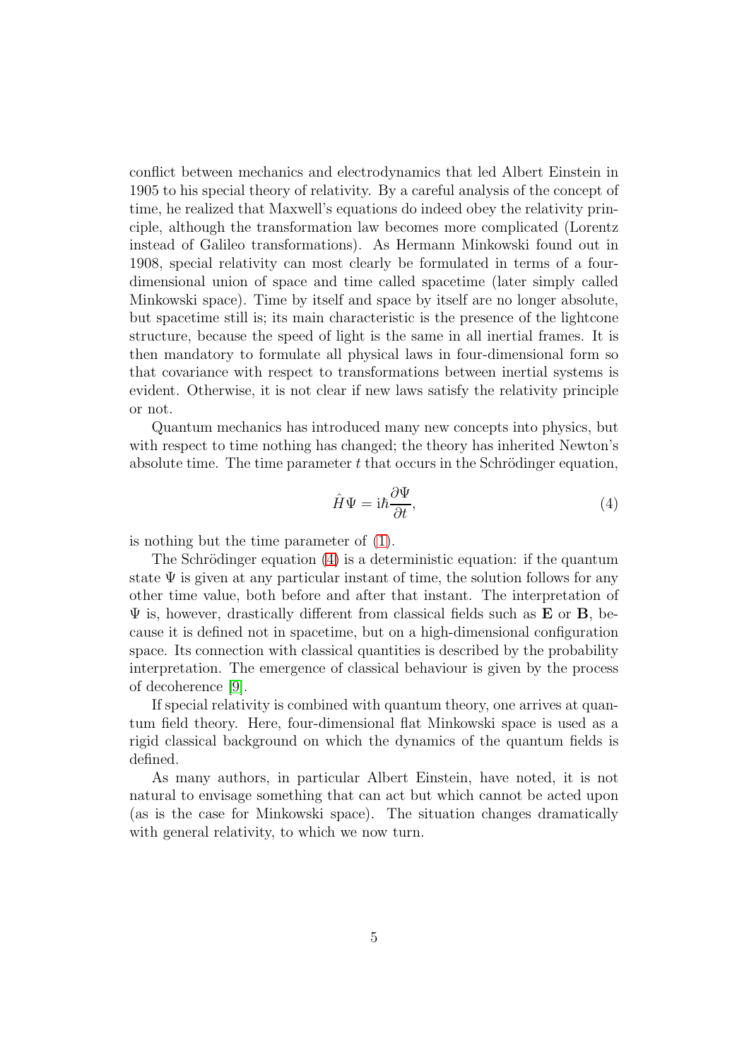conflict between mechanics and electrodynamics that led Albert Einstein in 1905 to his special theory of relativity. By a careful analysis of the concept of time, he realized that Maxwell's equations do indeed obey the relativity principle, although the transformation law becomes more complicated (Lorentz instead of Galileo transformations). As Hermann Minkowski found out in 1908, special relativity can most clearly be formulated in terms of a four-dimensional union of space and time called spacetime (later simply called Minkowski space). Time by itself and space by itself are no longer absolute, but spacetime still is; its main characteristic is the presence of the lightcone structure, because the speed of light is the same in all inertial frames. It is then mandatory to formulate all physical laws in four-dimensional form so that covariance with respect to transformations between inertial systems is evident. Otherwise, it is not clear if new laws satisfy the relativity principle or not.

Quantum mechanics has introduced many new concepts into physics, but with respect to time nothing has changed; the theory has inherited Newton's absolute time. The time parameter $t$ that occurs in the Schrödinger equation,

$$\hat{H}\Psi = \mathrm{i}\hbar \frac{\partial \Psi}{\partial t}, \tag{4}$$

is nothing but the time parameter of (1).

The Schrödinger equation (4) is a deterministic equation: if the quantum state $\Psi$ is given at any particular instant of time, the solution follows for any other time value, both before and after that instant. The interpretation of $\Psi$ is, however, drastically different from classical fields such as $\mathbf{E}$ or $\mathbf{B}$, because it is defined not in spacetime, but on a high-dimensional configuration space. Its connection with classical quantities is described by the probability interpretation. The emergence of classical behaviour is given by the process of decoherence [9].

If special relativity is combined with quantum theory, one arrives at quantum field theory. Here, four-dimensional flat Minkowski space is used as a rigid classical background on which the dynamics of the quantum fields is defined.

As many authors, in particular Albert Einstein, have noted, it is not natural to envisage something that can act but which cannot be acted upon (as is the case for Minkowski space). The situation changes dramatically with general relativity, to which we now turn.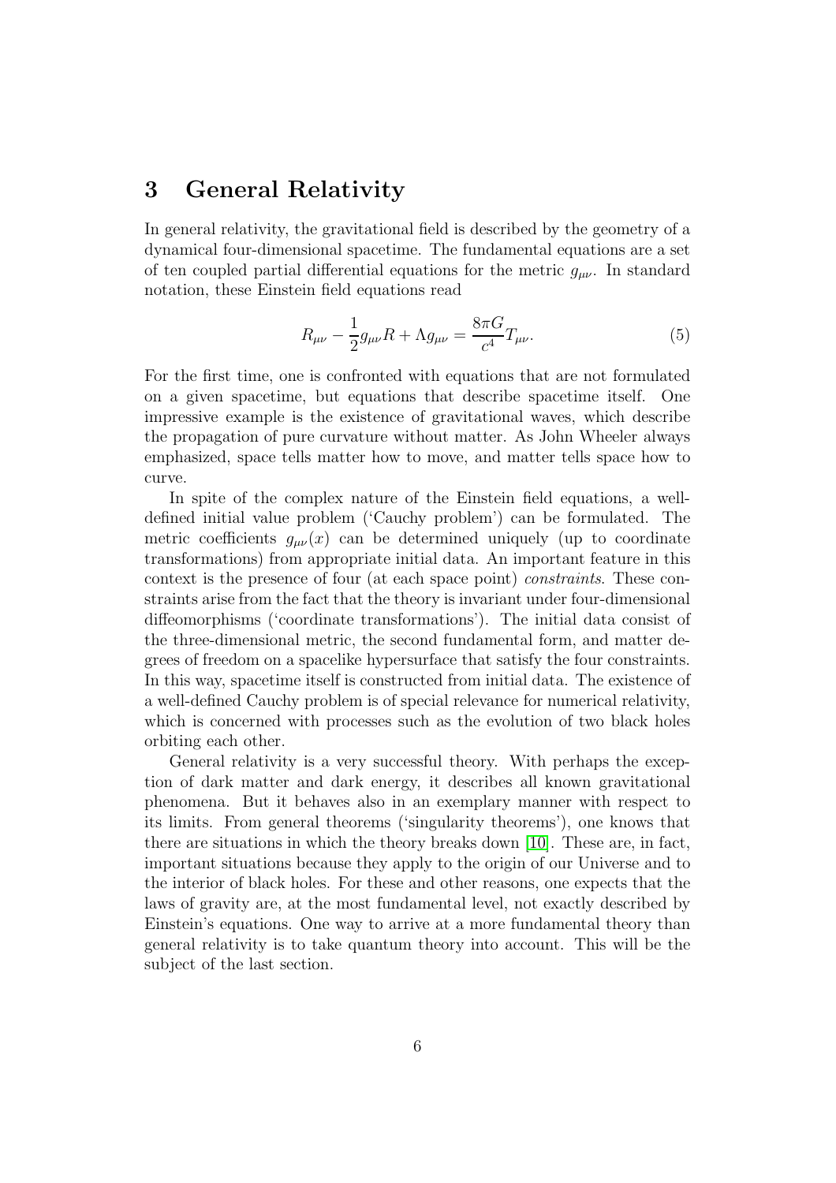## 3 General Relativity

In general relativity, the gravitational field is described by the geometry of a dynamical four-dimensional spacetime. The fundamental equations are a set of ten coupled partial differential equations for the metric $g_{\mu\nu}$. In standard notation, these Einstein field equations read

$$R_{\mu\nu} - \frac{1}{2}g_{\mu\nu}R + \Lambda g_{\mu\nu} = \frac{8\pi G}{c^4}T_{\mu\nu}. \tag{5}$$

For the first time, one is confronted with equations that are not formulated on a given spacetime, but equations that describe spacetime itself. One impressive example is the existence of gravitational waves, which describe the propagation of pure curvature without matter. As John Wheeler always emphasized, space tells matter how to move, and matter tells space how to curve.

In spite of the complex nature of the Einstein field equations, a well-defined initial value problem ('Cauchy problem') can be formulated. The metric coefficients $g_{\mu\nu}(x)$ can be determined uniquely (up to coordinate transformations) from appropriate initial data. An important feature in this context is the presence of four (at each space point) *constraints*. These constraints arise from the fact that the theory is invariant under four-dimensional diffeomorphisms ('coordinate transformations'). The initial data consist of the three-dimensional metric, the second fundamental form, and matter degrees of freedom on a spacelike hypersurface that satisfy the four constraints. In this way, spacetime itself is constructed from initial data. The existence of a well-defined Cauchy problem is of special relevance for numerical relativity, which is concerned with processes such as the evolution of two black holes orbiting each other.

General relativity is a very successful theory. With perhaps the exception of dark matter and dark energy, it describes all known gravitational phenomena. But it behaves also in an exemplary manner with respect to its limits. From general theorems ('singularity theorems'), one knows that there are situations in which the theory breaks down [10]. These are, in fact, important situations because they apply to the origin of our Universe and to the interior of black holes. For these and other reasons, one expects that the laws of gravity are, at the most fundamental level, not exactly described by Einstein's equations. One way to arrive at a more fundamental theory than general relativity is to take quantum theory into account. This will be the subject of the last section.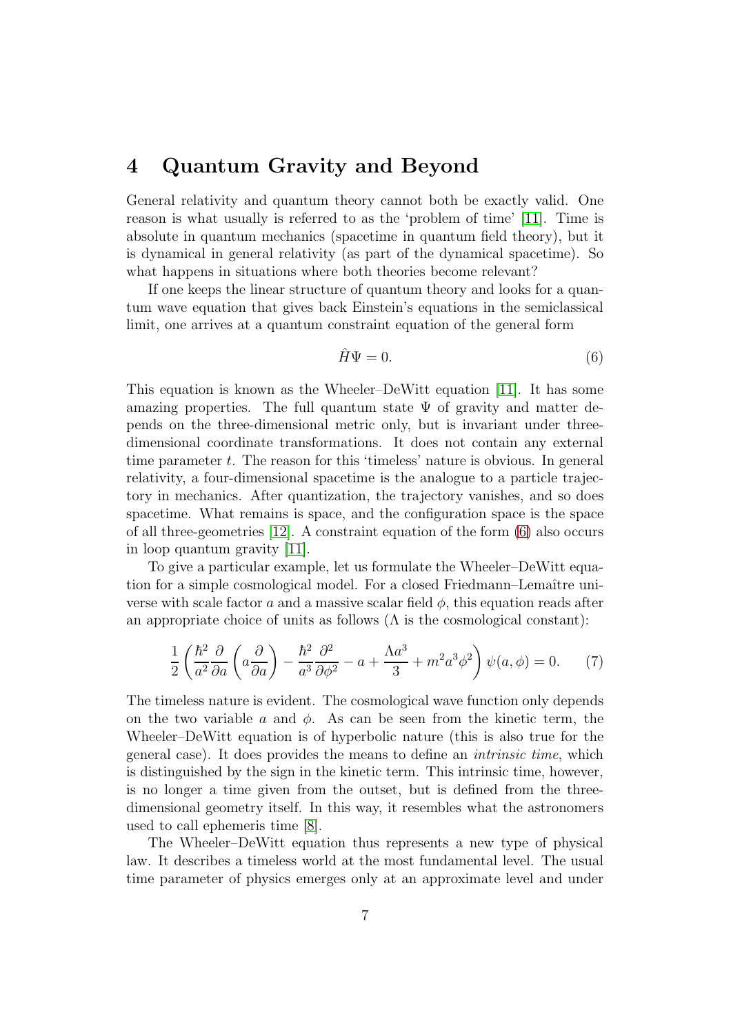## 4 Quantum Gravity and Beyond

General relativity and quantum theory cannot both be exactly valid. One reason is what usually is referred to as the 'problem of time' [11]. Time is absolute in quantum mechanics (spacetime in quantum field theory), but it is dynamical in general relativity (as part of the dynamical spacetime). So what happens in situations where both theories become relevant?

If one keeps the linear structure of quantum theory and looks for a quantum wave equation that gives back Einstein's equations in the semiclassical limit, one arrives at a quantum constraint equation of the general form

$$\hat{H}\Psi = 0. \tag{6}$$

This equation is known as the Wheeler–DeWitt equation [11]. It has some amazing properties. The full quantum state $\Psi$ of gravity and matter depends on the three-dimensional metric only, but is invariant under three-dimensional coordinate transformations. It does not contain any external time parameter $t$. The reason for this 'timeless' nature is obvious. In general relativity, a four-dimensional spacetime is the analogue to a particle trajectory in mechanics. After quantization, the trajectory vanishes, and so does spacetime. What remains is space, and the configuration space is the space of all three-geometries [12]. A constraint equation of the form (6) also occurs in loop quantum gravity [11].

To give a particular example, let us formulate the Wheeler–DeWitt equation for a simple cosmological model. For a closed Friedmann–Lemaître universe with scale factor $a$ and a massive scalar field $\phi$, this equation reads after an appropriate choice of units as follows ($\Lambda$ is the cosmological constant):

$$\frac{1}{2}\left(\frac{\hbar^2}{a^2}\frac{\partial}{\partial a}\left(a\frac{\partial}{\partial a}\right) - \frac{\hbar^2}{a^3}\frac{\partial^2}{\partial \phi^2} - a + \frac{\Lambda a^3}{3} + m^2 a^3 \phi^2\right)\psi(a,\phi) = 0. \tag{7}$$

The timeless nature is evident. The cosmological wave function only depends on the two variable $a$ and $\phi$. As can be seen from the kinetic term, the Wheeler–DeWitt equation is of hyperbolic nature (this is also true for the general case). It does provides the means to define an *intrinsic time*, which is distinguished by the sign in the kinetic term. This intrinsic time, however, is no longer a time given from the outset, but is defined from the three-dimensional geometry itself. In this way, it resembles what the astronomers used to call ephemeris time [8].

The Wheeler–DeWitt equation thus represents a new type of physical law. It describes a timeless world at the most fundamental level. The usual time parameter of physics emerges only at an approximate level and under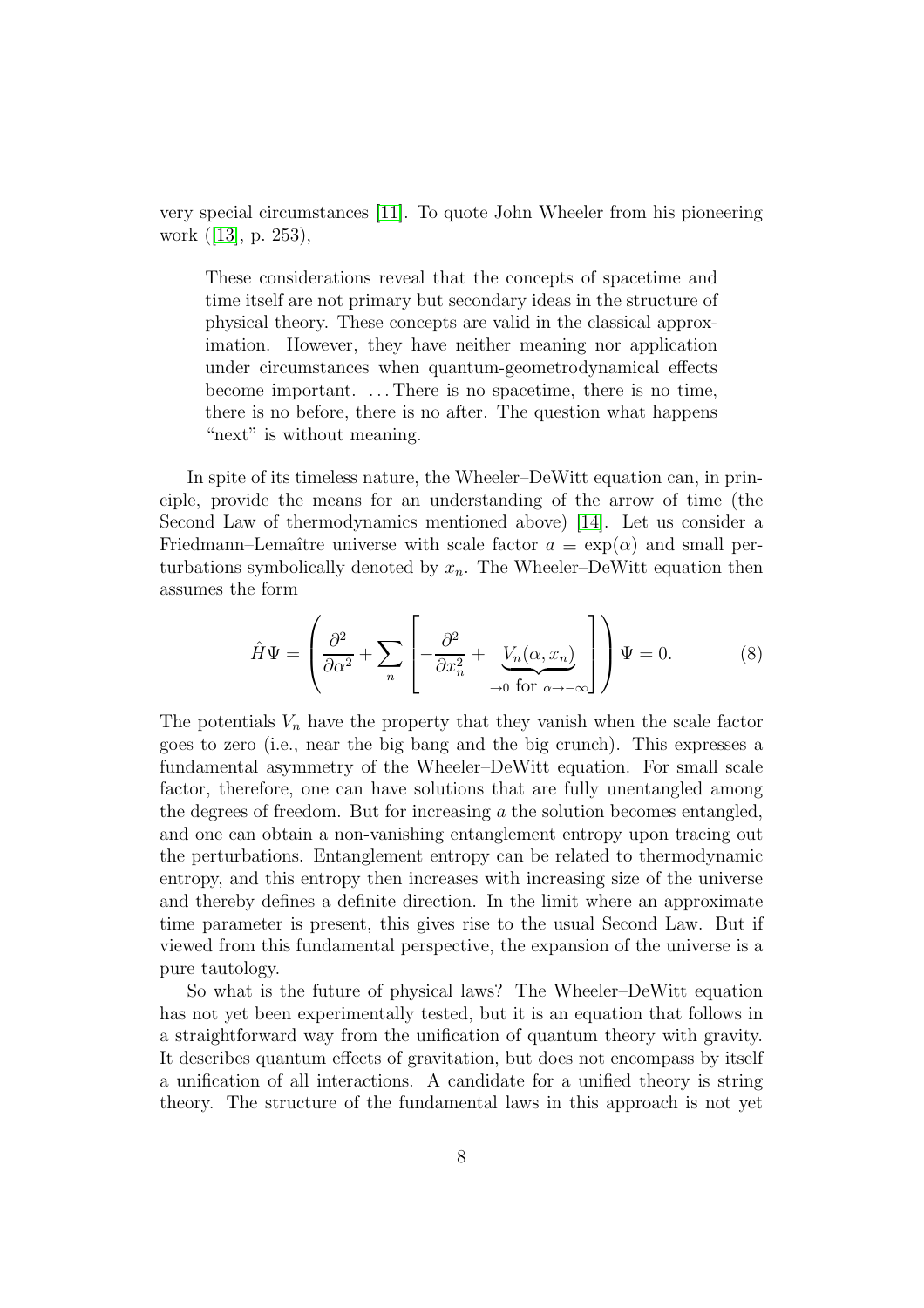very special circumstances [11]. To quote John Wheeler from his pioneering work ([13], p. 253),

> These considerations reveal that the concepts of spacetime and time itself are not primary but secondary ideas in the structure of physical theory. These concepts are valid in the classical approximation. However, they have neither meaning nor application under circumstances when quantum-geometrodynamical effects become important. ... There is no spacetime, there is no time, there is no before, there is no after. The question what happens "next" is without meaning.

In spite of its timeless nature, the Wheeler–DeWitt equation can, in principle, provide the means for an understanding of the arrow of time (the Second Law of thermodynamics mentioned above) [14]. Let us consider a Friedmann–Lemaître universe with scale factor $a \equiv \exp(\alpha)$ and small perturbations symbolically denoted by $x_n$. The Wheeler–DeWitt equation then assumes the form

$$\hat{H}\Psi = \left( \frac{\partial^2}{\partial \alpha^2} + \sum_n \left[ -\frac{\partial^2}{\partial x_n^2} + \underbrace{V_n(\alpha, x_n)}_{\to 0 \text{ for } \alpha \to -\infty} \right] \right) \Psi = 0. \tag{8}$$

The potentials $V_n$ have the property that they vanish when the scale factor goes to zero (i.e., near the big bang and the big crunch). This expresses a fundamental asymmetry of the Wheeler–DeWitt equation. For small scale factor, therefore, one can have solutions that are fully unentangled among the degrees of freedom. But for increasing $a$ the solution becomes entangled, and one can obtain a non-vanishing entanglement entropy upon tracing out the perturbations. Entanglement entropy can be related to thermodynamic entropy, and this entropy then increases with increasing size of the universe and thereby defines a definite direction. In the limit where an approximate time parameter is present, this gives rise to the usual Second Law. But if viewed from this fundamental perspective, the expansion of the universe is a pure tautology.

So what is the future of physical laws? The Wheeler–DeWitt equation has not yet been experimentally tested, but it is an equation that follows in a straightforward way from the unification of quantum theory with gravity. It describes quantum effects of gravitation, but does not encompass by itself a unification of all interactions. A candidate for a unified theory is string theory. The structure of the fundamental laws in this approach is not yet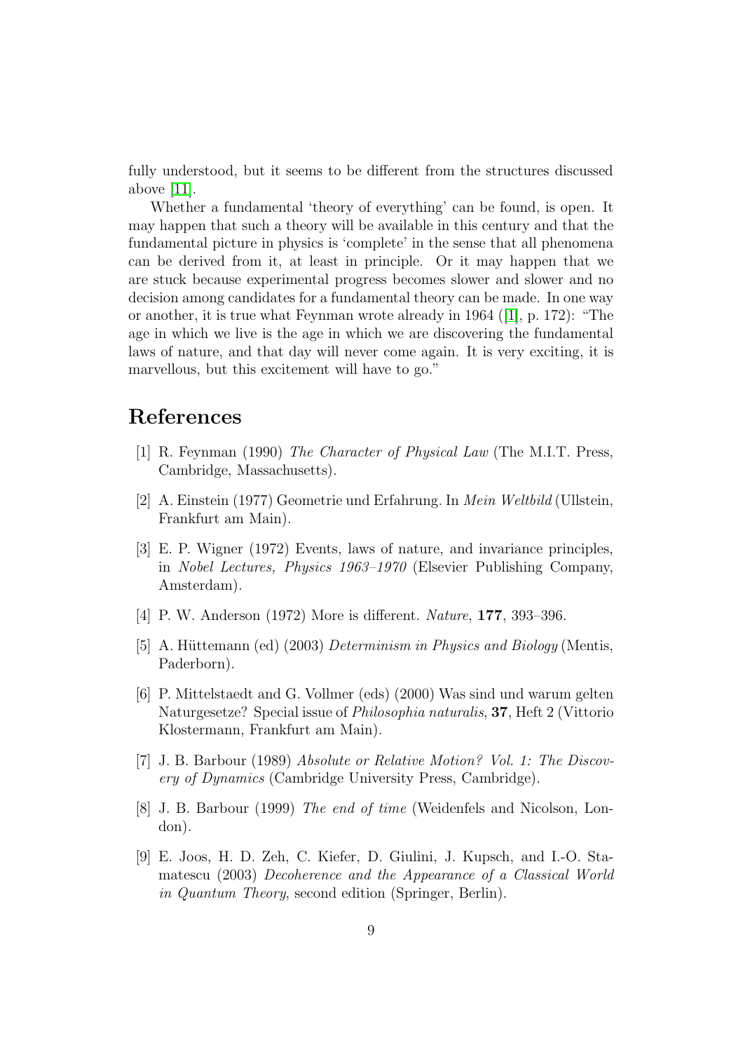fully understood, but it seems to be different from the structures discussed above [11].

Whether a fundamental 'theory of everything' can be found, is open. It may happen that such a theory will be available in this century and that the fundamental picture in physics is 'complete' in the sense that all phenomena can be derived from it, at least in principle. Or it may happen that we are stuck because experimental progress becomes slower and slower and no decision among candidates for a fundamental theory can be made. In one way or another, it is true what Feynman wrote already in 1964 ([1], p. 172): "The age in which we live is the age in which we are discovering the fundamental laws of nature, and that day will never come again. It is very exciting, it is marvellous, but this excitement will have to go."

# References

[1] R. Feynman (1990) *The Character of Physical Law* (The M.I.T. Press, Cambridge, Massachusetts).

[2] A. Einstein (1977) Geometrie und Erfahrung. In *Mein Weltbild* (Ullstein, Frankfurt am Main).

[3] E. P. Wigner (1972) Events, laws of nature, and invariance principles, in *Nobel Lectures, Physics 1963–1970* (Elsevier Publishing Company, Amsterdam).

[4] P. W. Anderson (1972) More is different. *Nature*, **177**, 393–396.

[5] A. Hüttemann (ed) (2003) *Determinism in Physics and Biology* (Mentis, Paderborn).

[6] P. Mittelstaedt and G. Vollmer (eds) (2000) Was sind und warum gelten Naturgesetze? Special issue of *Philosophia naturalis*, **37**, Heft 2 (Vittorio Klostermann, Frankfurt am Main).

[7] J. B. Barbour (1989) *Absolute or Relative Motion? Vol. 1: The Discovery of Dynamics* (Cambridge University Press, Cambridge).

[8] J. B. Barbour (1999) *The end of time* (Weidenfels and Nicolson, London).

[9] E. Joos, H. D. Zeh, C. Kiefer, D. Giulini, J. Kupsch, and I.-O. Stamatescu (2003) *Decoherence and the Appearance of a Classical World in Quantum Theory*, second edition (Springer, Berlin).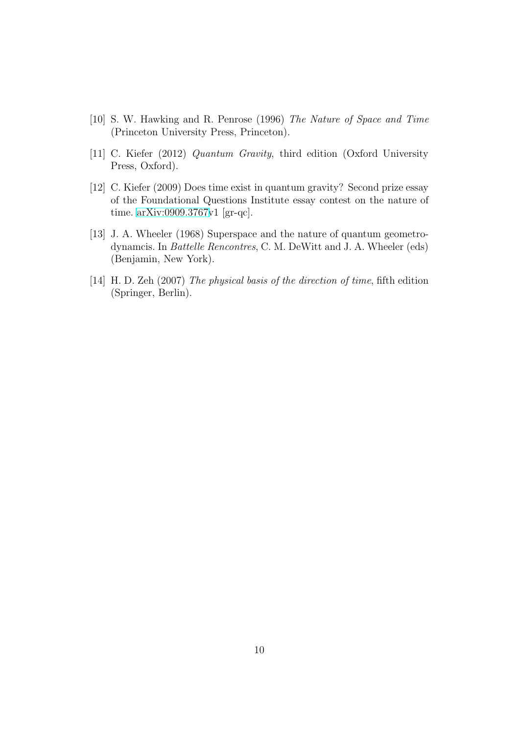[10] S. W. Hawking and R. Penrose (1996) *The Nature of Space and Time* (Princeton University Press, Princeton).

[11] C. Kiefer (2012) *Quantum Gravity*, third edition (Oxford University Press, Oxford).

[12] C. Kiefer (2009) Does time exist in quantum gravity? Second prize essay of the Foundational Questions Institute essay contest on the nature of time. arXiv:0909.3767v1 [gr-qc].

[13] J. A. Wheeler (1968) Superspace and the nature of quantum geometrodynamcis. In *Battelle Rencontres*, C. M. DeWitt and J. A. Wheeler (eds) (Benjamin, New York).

[14] H. D. Zeh (2007) *The physical basis of the direction of time*, fifth edition (Springer, Berlin).